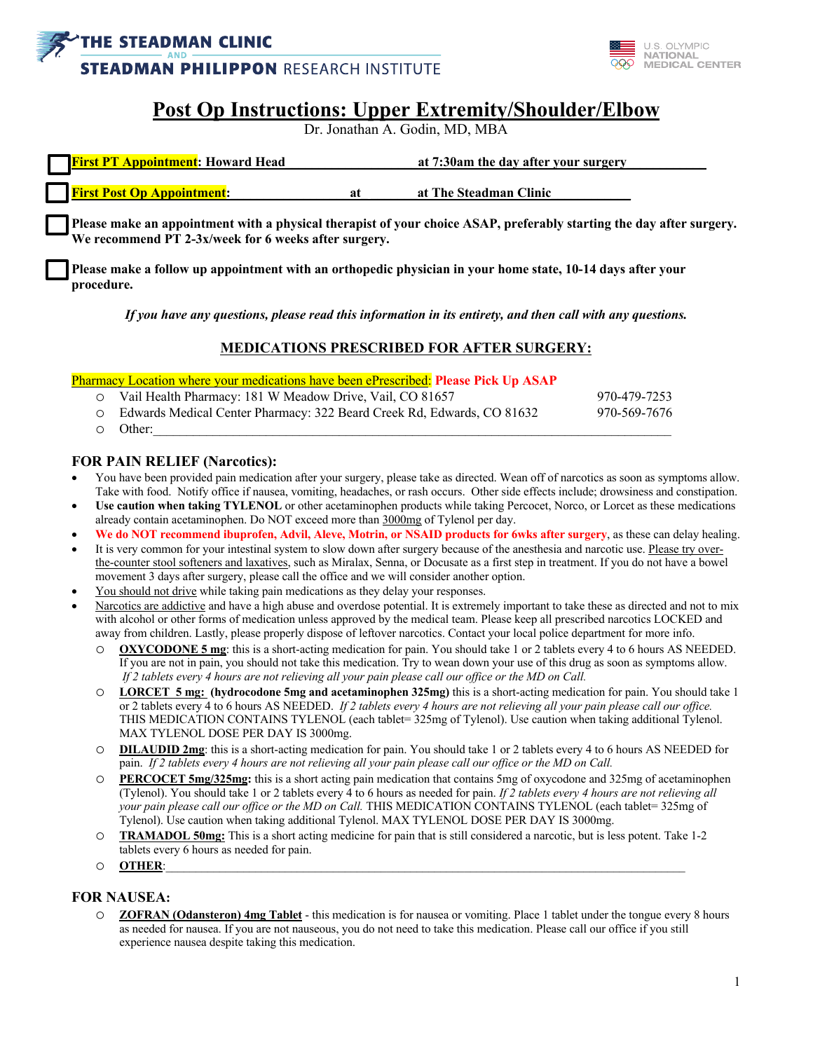THE STEADMAN CLINIC AND STEADMAN PHILIPPON RESEARCH INSTITUTE

U.S. OLYMPIC NATIONAL MEDICAL CENTER

# Post Op Instructions: Upper Extremity/Shoulder/Elbow

Dr. Jonathan A. Godin, MD, MBA

☐ **First PT Appointment: Howard Head at 7:30am the day after your surgery**

☐ **First Post Op Appointment: at at The Steadman Clinic**

☐ **Please make an appointment with a physical therapist of your choice ASAP, preferably starting the day after surgery. We recommend PT 2-3x/week for 6 weeks after surgery.**

☐ **Please make a follow up appointment with an orthopedic physician in your home state, 10-14 days after your procedure.**

***If you have any questions, please read this information in its entirety, and then call with any questions.***

## MEDICATIONS PRESCRIBED FOR AFTER SURGERY:

Pharmacy Location where your medications have been ePrescribed: **Please Pick Up ASAP**

- Vail Health Pharmacy: 181 W Meadow Drive, Vail, CO 81657 — 970-479-7253
- Edwards Medical Center Pharmacy: 322 Beard Creek Rd, Edwards, CO 81632 — 970-569-7676
- Other:\_\_\_\_\_\_\_\_\_\_\_\_\_\_\_\_\_\_\_\_\_\_\_\_\_\_\_\_\_\_\_\_\_\_\_\_\_\_\_\_

### FOR PAIN RELIEF (Narcotics):

- You have been provided pain medication after your surgery, please take as directed. Wean off of narcotics as soon as symptoms allow. Take with food. Notify office if nausea, vomiting, headaches, or rash occurs. Other side effects include; drowsiness and constipation.
- **Use caution when taking TYLENOL** or other acetaminophen products while taking Percocet, Norco, or Lorcet as these medications already contain acetaminophen. Do NOT exceed more than 3000mg of Tylenol per day.
- **We do NOT recommend ibuprofen, Advil, Aleve, Motrin, or NSAID products for 6wks after surgery**, as these can delay healing.
- It is very common for your intestinal system to slow down after surgery because of the anesthesia and narcotic use. Please try over-the-counter stool softeners and laxatives, such as Miralax, Senna, or Docusate as a first step in treatment. If you do not have a bowel movement 3 days after surgery, please call the office and we will consider another option.
- You should not drive while taking pain medications as they delay your responses.
- Narcotics are addictive and have a high abuse and overdose potential. It is extremely important to take these as directed and not to mix with alcohol or other forms of medication unless approved by the medical team. Please keep all prescribed narcotics LOCKED and away from children. Lastly, please properly dispose of leftover narcotics. Contact your local police department for more info.
  - **OXYCODONE 5 mg**: this is a short-acting medication for pain. You should take 1 or 2 tablets every 4 to 6 hours AS NEEDED. If you are not in pain, you should not take this medication. Try to wean down your use of this drug as soon as symptoms allow. *If 2 tablets every 4 hours are not relieving all your pain please call our office or the MD on Call.*
  - **LORCET 5 mg: (hydrocodone 5mg and acetaminophen 325mg)** this is a short-acting medication for pain. You should take 1 or 2 tablets every 4 to 6 hours AS NEEDED. *If 2 tablets every 4 hours are not relieving all your pain please call our office.* THIS MEDICATION CONTAINS TYLENOL (each tablet= 325mg of Tylenol). Use caution when taking additional Tylenol. MAX TYLENOL DOSE PER DAY IS 3000mg.
  - **DILAUDID 2mg**: this is a short-acting medication for pain. You should take 1 or 2 tablets every 4 to 6 hours AS NEEDED for pain. *If 2 tablets every 4 hours are not relieving all your pain please call our office or the MD on Call.*
  - **PERCOCET 5mg/325mg:** this is a short acting pain medication that contains 5mg of oxycodone and 325mg of acetaminophen (Tylenol). You should take 1 or 2 tablets every 4 to 6 hours as needed for pain. *If 2 tablets every 4 hours are not relieving all your pain please call our office or the MD on Call.* THIS MEDICATION CONTAINS TYLENOL (each tablet= 325mg of Tylenol). Use caution when taking additional Tylenol. MAX TYLENOL DOSE PER DAY IS 3000mg.
  - **TRAMADOL 50mg:** This is a short acting medicine for pain that is still considered a narcotic, but is less potent. Take 1-2 tablets every 6 hours as needed for pain.
  - **OTHER**:\_\_\_\_\_\_\_\_\_\_\_\_\_\_\_\_\_\_\_\_\_\_\_\_\_\_\_\_\_\_\_\_\_\_\_\_\_\_\_\_

### FOR NAUSEA:

- **ZOFRAN (Odansteron) 4mg Tablet** - this medication is for nausea or vomiting. Place 1 tablet under the tongue every 8 hours as needed for nausea. If you are not nauseous, you do not need to take this medication. Please call our office if you still experience nausea despite taking this medication.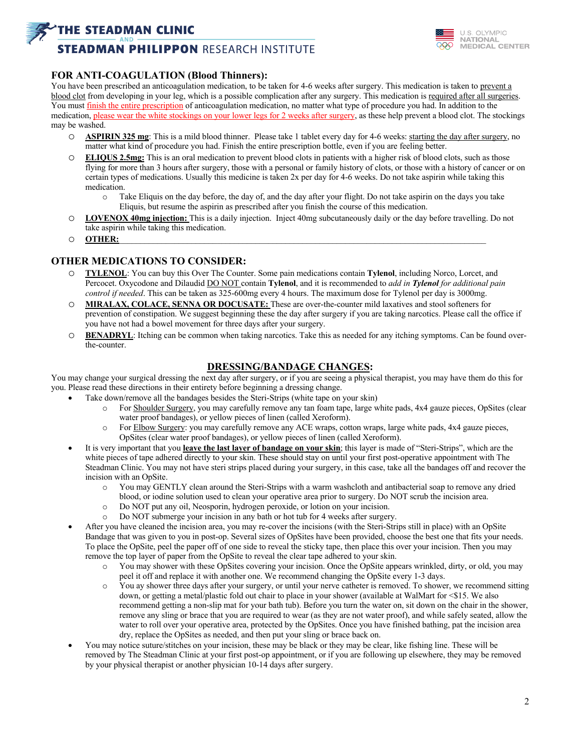## FOR ANTI-COAGULATION (Blood Thinners):

You have been prescribed an anticoagulation medication, to be taken for 4-6 weeks after surgery. This medication is taken to prevent a blood clot from developing in your leg, which is a possible complication after any surgery. This medication is required after all surgeries. You must finish the entire prescription of anticoagulation medication, no matter what type of procedure you had. In addition to the medication, please wear the white stockings on your lower legs for 2 weeks after surgery, as these help prevent a blood clot. The stockings may be washed.

- **ASPIRIN 325 mg**: This is a mild blood thinner. Please take 1 tablet every day for 4-6 weeks: starting the day after surgery, no matter what kind of procedure you had. Finish the entire prescription bottle, even if you are feeling better.
- **ELIQUS 2.5mg:** This is an oral medication to prevent blood clots in patients with a higher risk of blood clots, such as those flying for more than 3 hours after surgery, those with a personal or family history of clots, or those with a history of cancer or on certain types of medications. Usually this medicine is taken 2x per day for 4-6 weeks. Do not take aspirin while taking this medication.
  - Take Eliquis on the day before, the day of, and the day after your flight. Do not take aspirin on the days you take Eliquis, but resume the aspirin as prescribed after you finish the course of this medication.
- **LOVENOX 40mg injection:** This is a daily injection. Inject 40mg subcutaneously daily or the day before travelling. Do not take aspirin while taking this medication.
- **OTHER:** ______________________________________________________________________________

## OTHER MEDICATIONS TO CONSIDER:

- **TYLENOL**: You can buy this Over The Counter. Some pain medications contain **Tylenol**, including Norco, Lorcet, and Percocet. Oxycodone and Dilaudid DO NOT contain **Tylenol**, and it is recommended to *add in **Tylenol** for additional pain control if needed*. This can be taken as 325-600mg every 4 hours. The maximum dose for Tylenol per day is 3000mg.
- **MIRALAX, COLACE, SENNA OR DOCUSATE:** These are over-the-counter mild laxatives and stool softeners for prevention of constipation. We suggest beginning these the day after surgery if you are taking narcotics. Please call the office if you have not had a bowel movement for three days after your surgery.
- **BENADRYL**: Itching can be common when taking narcotics. Take this as needed for any itching symptoms. Can be found over-the-counter.

## DRESSING/BANDAGE CHANGES:

You may change your surgical dressing the next day after surgery, or if you are seeing a physical therapist, you may have them do this for you. Please read these directions in their entirety before beginning a dressing change.

- Take down/remove all the bandages besides the Steri-Strips (white tape on your skin)
  - For Shoulder Surgery, you may carefully remove any tan foam tape, large white pads, 4x4 gauze pieces, OpSites (clear water proof bandages), or yellow pieces of linen (called Xeroform).
  - For Elbow Surgery: you may carefully remove any ACE wraps, cotton wraps, large white pads, 4x4 gauze pieces, OpSites (clear water proof bandages), or yellow pieces of linen (called Xeroform).
- It is very important that you **leave the last layer of bandage on your skin**; this layer is made of "Steri-Strips", which are the white pieces of tape adhered directly to your skin. These should stay on until your first post-operative appointment with The Steadman Clinic. You may not have steri strips placed during your surgery, in this case, take all the bandages off and recover the incision with an OpSite.
  - You may GENTLY clean around the Steri-Strips with a warm washcloth and antibacterial soap to remove any dried blood, or iodine solution used to clean your operative area prior to surgery. Do NOT scrub the incision area.
  - Do NOT put any oil, Neosporin, hydrogen peroxide, or lotion on your incision.
  - Do NOT submerge your incision in any bath or hot tub for 4 weeks after surgery.
- After you have cleaned the incision area, you may re-cover the incisions (with the Steri-Strips still in place) with an OpSite Bandage that was given to you in post-op. Several sizes of OpSites have been provided, choose the best one that fits your needs. To place the OpSite, peel the paper off of one side to reveal the sticky tape, then place this over your incision. Then you may remove the top layer of paper from the OpSite to reveal the clear tape adhered to your skin.
  - You may shower with these OpSites covering your incision. Once the OpSite appears wrinkled, dirty, or old, you may peel it off and replace it with another one. We recommend changing the OpSite every 1-3 days.
  - You ay shower three days after your surgery, or until your nerve catheter is removed. To shower, we recommend sitting down, or getting a metal/plastic fold out chair to place in your shower (available at WalMart for <$15. We also recommend getting a non-slip mat for your bath tub). Before you turn the water on, sit down on the chair in the shower, remove any sling or brace that you are required to wear (as they are not water proof), and while safely seated, allow the water to roll over your operative area, protected by the OpSites. Once you have finished bathing, pat the incision area dry, replace the OpSites as needed, and then put your sling or brace back on.
- You may notice suture/stitches on your incision, these may be black or they may be clear, like fishing line. These will be removed by The Steadman Clinic at your first post-op appointment, or if you are following up elsewhere, they may be removed by your physical therapist or another physician 10-14 days after surgery.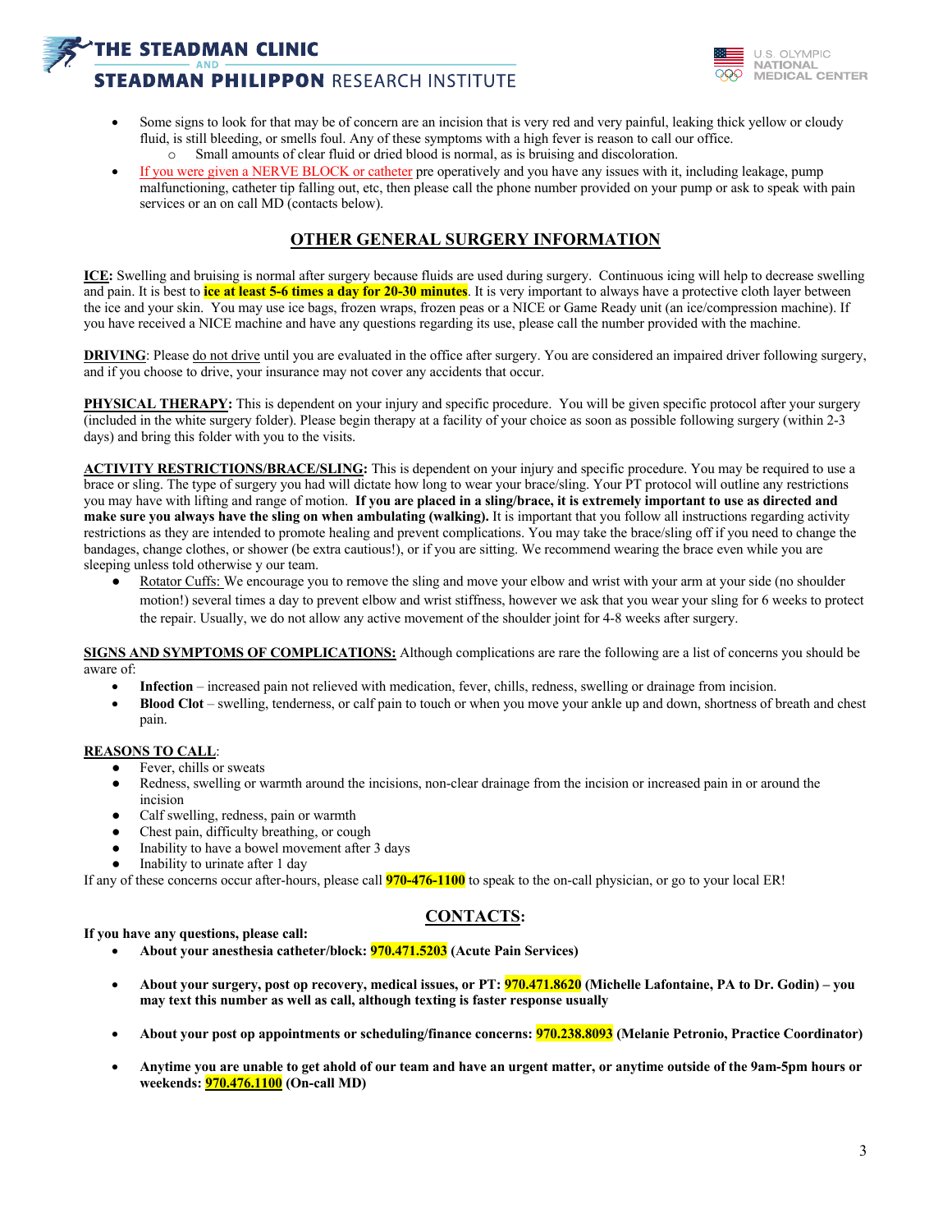- Some signs to look for that may be of concern are an incision that is very red and very painful, leaking thick yellow or cloudy fluid, is still bleeding, or smells foul. Any of these symptoms with a high fever is reason to call our office.
  - Small amounts of clear fluid or dried blood is normal, as is bruising and discoloration.
- If you were given a NERVE BLOCK or catheter pre operatively and you have any issues with it, including leakage, pump malfunctioning, catheter tip falling out, etc, then please call the phone number provided on your pump or ask to speak with pain services or an on call MD (contacts below).

## OTHER GENERAL SURGERY INFORMATION

**ICE:** Swelling and bruising is normal after surgery because fluids are used during surgery. Continuous icing will help to decrease swelling and pain. It is best to **ice at least 5-6 times a day for 20-30 minutes**. It is very important to always have a protective cloth layer between the ice and your skin. You may use ice bags, frozen wraps, frozen peas or a NICE or Game Ready unit (an ice/compression machine). If you have received a NICE machine and have any questions regarding its use, please call the number provided with the machine.

**DRIVING**: Please do not drive until you are evaluated in the office after surgery. You are considered an impaired driver following surgery, and if you choose to drive, your insurance may not cover any accidents that occur.

**PHYSICAL THERAPY:** This is dependent on your injury and specific procedure. You will be given specific protocol after your surgery (included in the white surgery folder). Please begin therapy at a facility of your choice as soon as possible following surgery (within 2-3 days) and bring this folder with you to the visits.

**ACTIVITY RESTRICTIONS/BRACE/SLING:** This is dependent on your injury and specific procedure. You may be required to use a brace or sling. The type of surgery you had will dictate how long to wear your brace/sling. Your PT protocol will outline any restrictions you may have with lifting and range of motion. **If you are placed in a sling/brace, it is extremely important to use as directed and make sure you always have the sling on when ambulating (walking).** It is important that you follow all instructions regarding activity restrictions as they are intended to promote healing and prevent complications. You may take the brace/sling off if you need to change the bandages, change clothes, or shower (be extra cautious!), or if you are sitting. We recommend wearing the brace even while you are sleeping unless told otherwise y our team.

- Rotator Cuffs: We encourage you to remove the sling and move your elbow and wrist with your arm at your side (no shoulder motion!) several times a day to prevent elbow and wrist stiffness, however we ask that you wear your sling for 6 weeks to protect the repair. Usually, we do not allow any active movement of the shoulder joint for 4-8 weeks after surgery.

**SIGNS AND SYMPTOMS OF COMPLICATIONS:** Although complications are rare the following are a list of concerns you should be aware of:

- **Infection** – increased pain not relieved with medication, fever, chills, redness, swelling or drainage from incision.
- **Blood Clot** – swelling, tenderness, or calf pain to touch or when you move your ankle up and down, shortness of breath and chest pain.

**REASONS TO CALL**:

- Fever, chills or sweats
- Redness, swelling or warmth around the incisions, non-clear drainage from the incision or increased pain in or around the incision
- Calf swelling, redness, pain or warmth
- Chest pain, difficulty breathing, or cough
- Inability to have a bowel movement after 3 days
- Inability to urinate after 1 day

If any of these concerns occur after-hours, please call **970-476-1100** to speak to the on-call physician, or go to your local ER!

## CONTACTS:

**If you have any questions, please call:**

- **About your anesthesia catheter/block: 970.471.5203 (Acute Pain Services)**
- **About your surgery, post op recovery, medical issues, or PT: 970.471.8620 (Michelle Lafontaine, PA to Dr. Godin) – you may text this number as well as call, although texting is faster response usually**
- **About your post op appointments or scheduling/finance concerns: 970.238.8093 (Melanie Petronio, Practice Coordinator)**
- **Anytime you are unable to get ahold of our team and have an urgent matter, or anytime outside of the 9am-5pm hours or weekends: 970.476.1100 (On-call MD)**